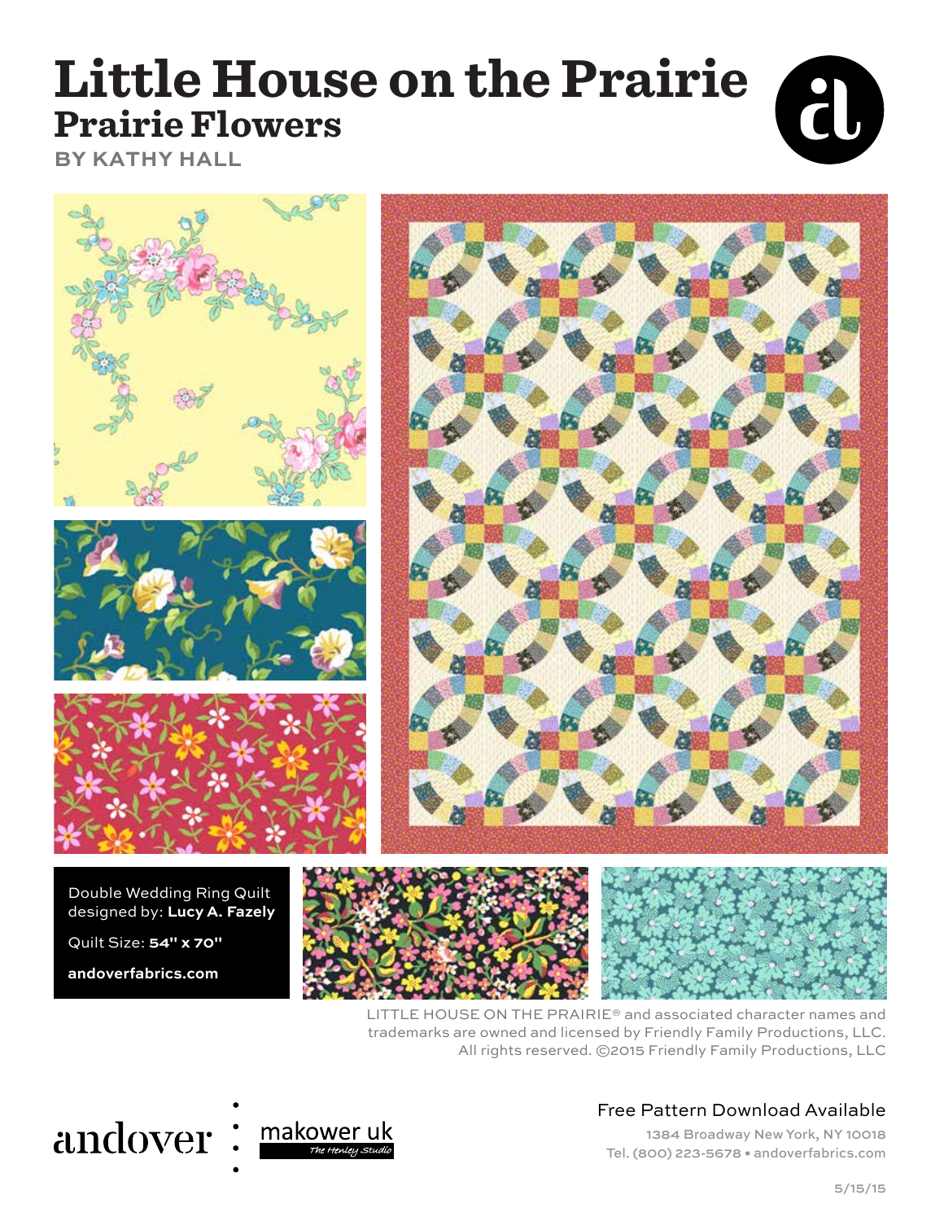# Little House on the Prairie

## Prairie Flowers

**BY KATHY HALL**

Double Wedding Ring Quilt designed by: **Lucy A. Fazely**

Quilt Size: **54" x 70"**

**andoverfabrics.com**

LITTLE HOUSE ON THE PRAIRIE® and associated character names and trademarks are owned and licensed by Friendly Family Productions, LLC. All rights reserved. ©2015 Friendly Family Productions, LLC

andover : makower uk The Henley Studio

Free Pattern Download Available

1384 Broadway New York, NY 10018
Tel. (800) 223-5678 • andoverfabrics.com

5/15/15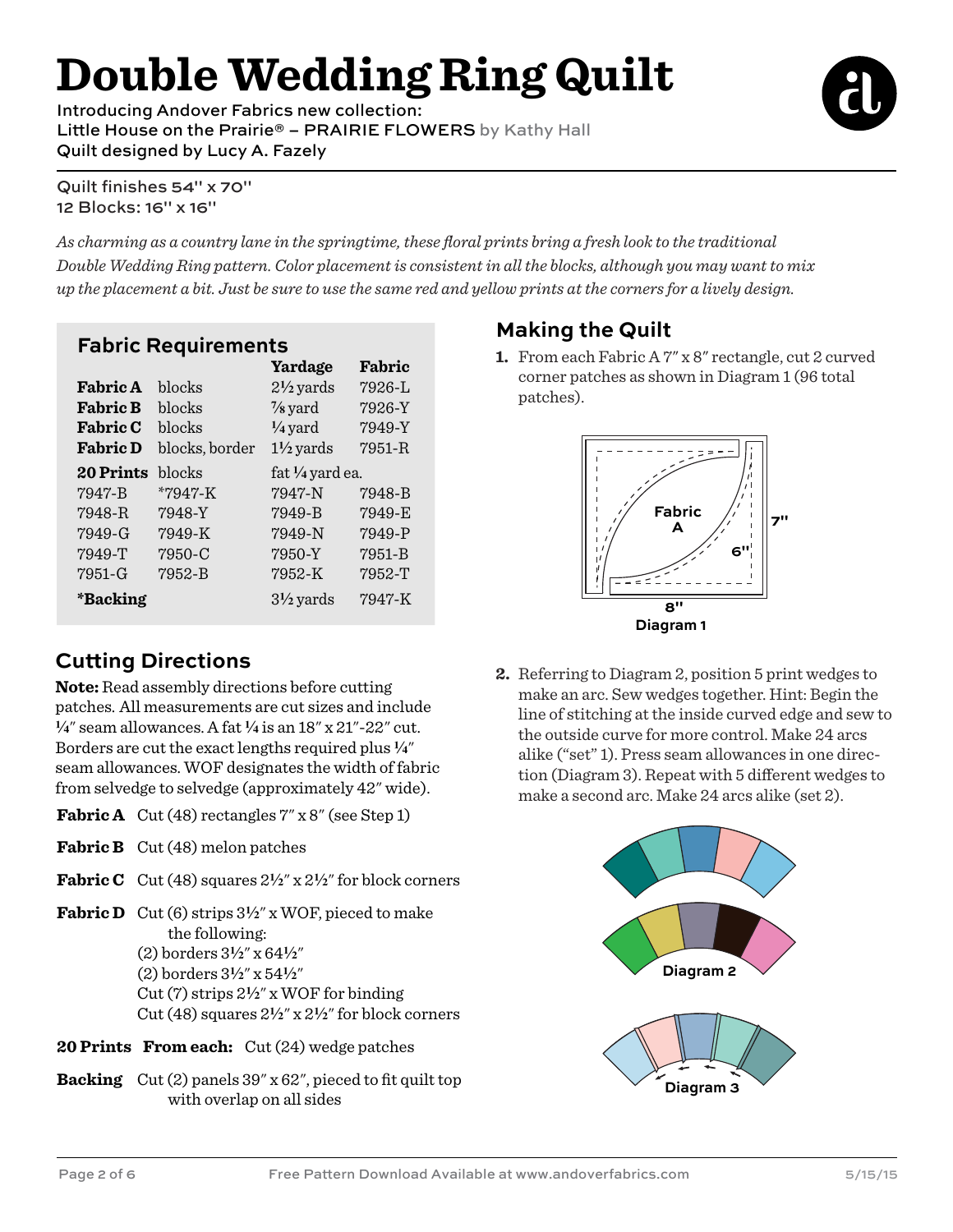# Double Wedding Ring Quilt

Introducing Andover Fabrics new collection:
Little House on the Prairie® – PRAIRIE FLOWERS by Kathy Hall
Quilt designed by Lucy A. Fazely

Quilt finishes 54" x 70"
12 Blocks: 16" x 16"

*As charming as a country lane in the springtime, these floral prints bring a fresh look to the traditional Double Wedding Ring pattern. Color placement is consistent in all the blocks, although you may want to mix up the placement a bit. Just be sure to use the same red and yellow prints at the corners for a lively design.*

## Fabric Requirements

| | | Yardage | Fabric |
|---|---|---|---|
| **Fabric A** | blocks | 2½ yards | 7926-L |
| **Fabric B** | blocks | ⅞ yard | 7926-Y |
| **Fabric C** | blocks | ¼ yard | 7949-Y |
| **Fabric D** | blocks, border | 1½ yards | 7951-R |
| **20 Prints** | blocks | fat ¼ yard ea. | |
| 7947-B | *7947-K | 7947-N | 7948-B |
| 7948-R | 7948-Y | 7949-B | 7949-E |
| 7949-G | 7949-K | 7949-N | 7949-P |
| 7949-T | 7950-C | 7950-Y | 7951-B |
| 7951-G | 7952-B | 7952-K | 7952-T |
| ***Backing** | | 3½ yards | 7947-K |

## Cutting Directions

**Note:** Read assembly directions before cutting patches. All measurements are cut sizes and include ¼" seam allowances. A fat ¼ is an 18" x 21"-22" cut. Borders are cut the exact lengths required plus ¼" seam allowances. WOF designates the width of fabric from selvedge to selvedge (approximately 42" wide).

**Fabric A** Cut (48) rectangles 7" x 8" (see Step 1)

**Fabric B** Cut (48) melon patches

**Fabric C** Cut (48) squares 2½" x 2½" for block corners

**Fabric D** Cut (6) strips 3½" x WOF, pieced to make the following:
(2) borders 3½" x 64½"
(2) borders 3½" x 54½"
Cut (7) strips 2½" x WOF for binding
Cut (48) squares 2½" x 2½" for block corners

**20 Prints From each:** Cut (24) wedge patches

**Backing** Cut (2) panels 39" x 62", pieced to fit quilt top with overlap on all sides

## Making the Quilt

1. From each Fabric A 7" x 8" rectangle, cut 2 curved corner patches as shown in Diagram 1 (96 total patches).

Diagram 1

2. Referring to Diagram 2, position 5 print wedges to make an arc. Sew wedges together. Hint: Begin the line of stitching at the inside curved edge and sew to the outside curve for more control. Make 24 arcs alike ("set" 1). Press seam allowances in one direction (Diagram 3). Repeat with 5 different wedges to make a second arc. Make 24 arcs alike (set 2).

Diagram 2

Diagram 3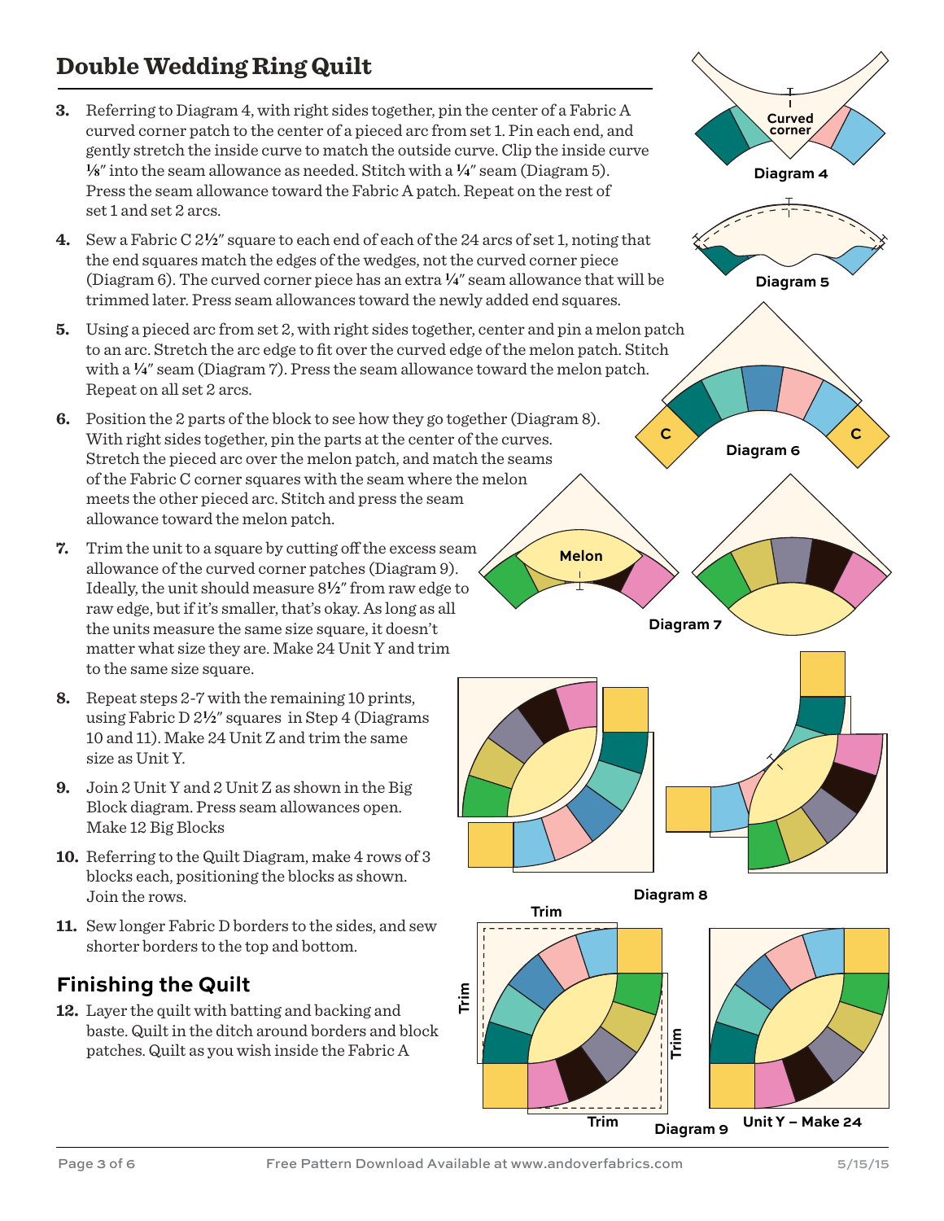# Double Wedding Ring Quilt

3. Referring to Diagram 4, with right sides together, pin the center of a Fabric A curved corner patch to the center of a pieced arc from set 1. Pin each end, and gently stretch the inside curve to match the outside curve. Clip the inside curve ⅛" into the seam allowance as needed. Stitch with a ¼" seam (Diagram 5). Press the seam allowance toward the Fabric A patch. Repeat on the rest of set 1 and set 2 arcs.

4. Sew a Fabric C 2½" square to each end of each of the 24 arcs of set 1, noting that the end squares match the edges of the wedges, not the curved corner piece (Diagram 6). The curved corner piece has an extra ¼" seam allowance that will be trimmed later. Press seam allowances toward the newly added end squares.

5. Using a pieced arc from set 2, with right sides together, center and pin a melon patch to an arc. Stretch the arc edge to fit over the curved edge of the melon patch. Stitch with a ¼" seam (Diagram 7). Press the seam allowance toward the melon patch. Repeat on all set 2 arcs.

6. Position the 2 parts of the block to see how they go together (Diagram 8). With right sides together, pin the parts at the center of the curves. Stretch the pieced arc over the melon patch, and match the seams of the Fabric C corner squares with the seam where the melon meets the other pieced arc. Stitch and press the seam allowance toward the melon patch.

7. Trim the unit to a square by cutting off the excess seam allowance of the curved corner patches (Diagram 9). Ideally, the unit should measure 8½" from raw edge to raw edge, but if it's smaller, that's okay. As long as all the units measure the same size square, it doesn't matter what size they are. Make 24 Unit Y and trim to the same size square.

8. Repeat steps 2-7 with the remaining 10 prints, using Fabric D 2½" squares in Step 4 (Diagrams 10 and 11). Make 24 Unit Z and trim the same size as Unit Y.

9. Join 2 Unit Y and 2 Unit Z as shown in the Big Block diagram. Press seam allowances open. Make 12 Big Blocks

10. Referring to the Quilt Diagram, make 4 rows of 3 blocks each, positioning the blocks as shown. Join the rows.

11. Sew longer Fabric D borders to the sides, and sew shorter borders to the top and bottom.

## Finishing the Quilt

12. Layer the quilt with batting and backing and baste. Quilt in the ditch around borders and block patches. Quilt as you wish inside the Fabric A

Diagram 4

Diagram 5

Diagram 6

Diagram 7

Diagram 8

Diagram 9

Unit Y – Make 24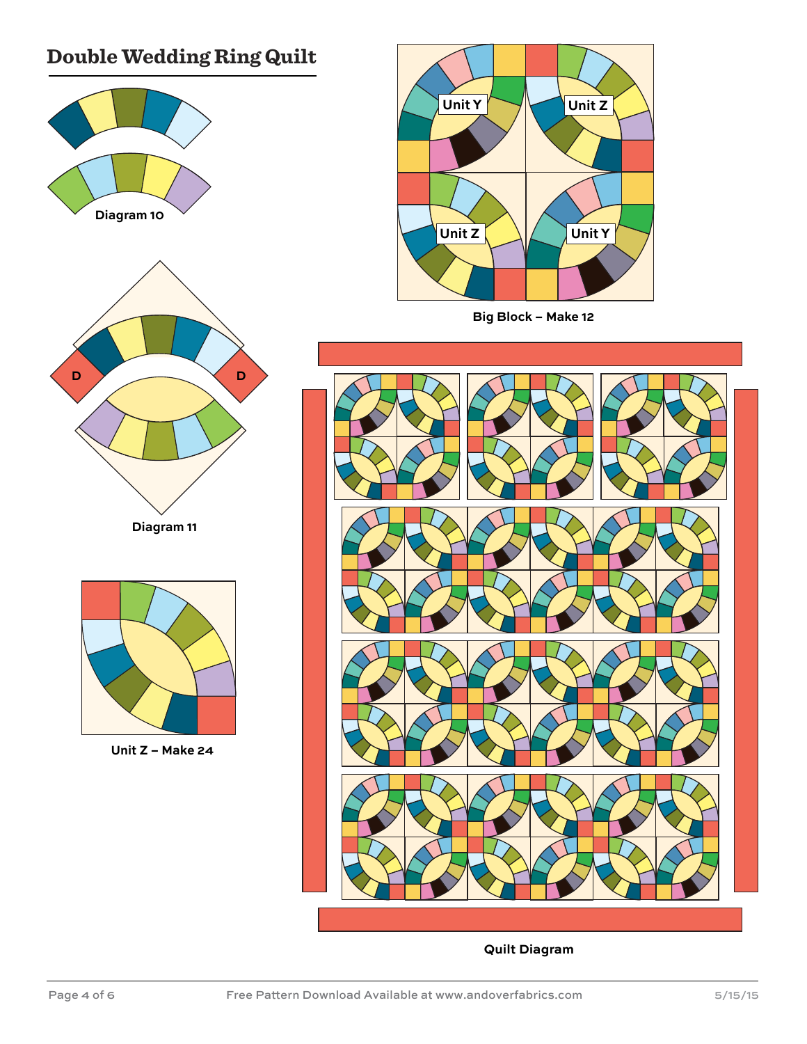# Double Wedding Ring Quilt

Diagram 10

D

D

Diagram 11

Unit Z – Make 24

Unit Y

Unit Z

Unit Z

Unit Y

Big Block – Make 12

Quilt Diagram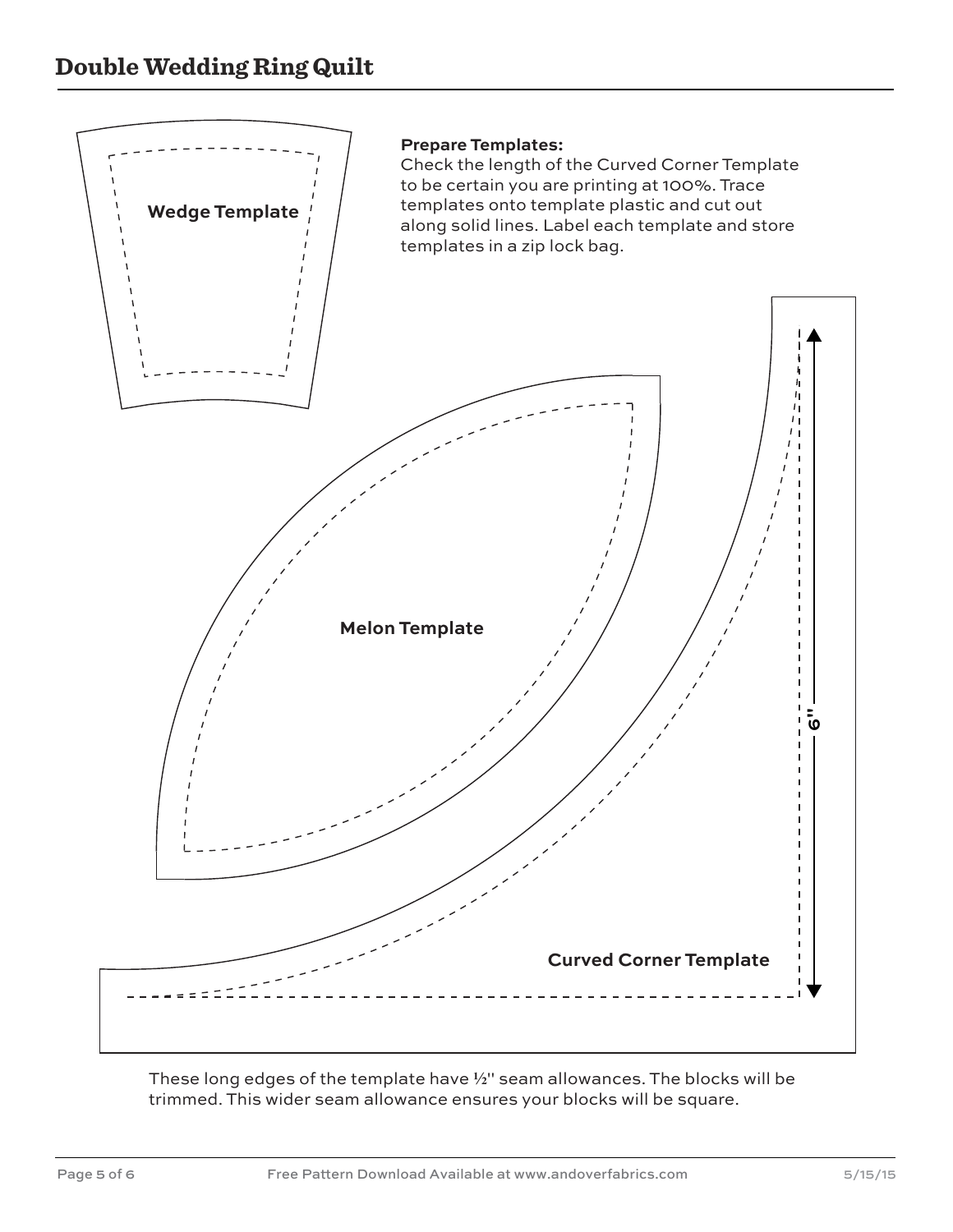# Double Wedding Ring Quilt

Wedge Template

**Prepare Templates:**
Check the length of the Curved Corner Template to be certain you are printing at 100%. Trace templates onto template plastic and cut out along solid lines. Label each template and store templates in a zip lock bag.

Melon Template

6"

Curved Corner Template

These long edges of the template have ½" seam allowances. The blocks will be trimmed. This wider seam allowance ensures your blocks will be square.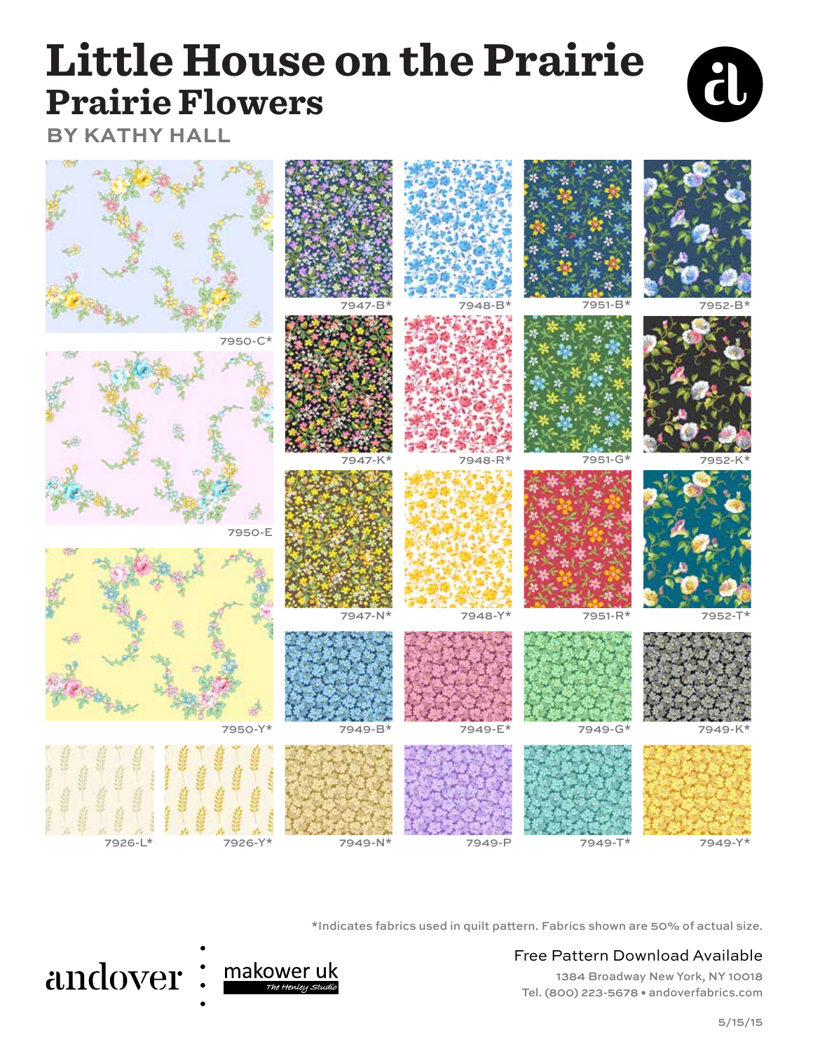# Little House on the Prairie

## Prairie Flowers

BY KATHY HALL

7950-C*

7950-E

7950-Y*

7926-L*

7926-Y*

7947-B*

7948-B*

7951-B*

7952-B*

7947-K*

7948-R*

7951-G*

7952-K*

7947-N*

7948-Y*

7951-R*

7952-T*

7949-B*

7949-E*

7949-G*

7949-K*

7949-N*

7949-P

7949-T*

7949-Y*

*Indicates fabrics used in quilt pattern. Fabrics shown are 50% of actual size.

andover

makower uk

The Henley Studio

Free Pattern Download Available

1384 Broadway New York, NY 10018

Tel. (800) 223-5678 • andoverfabrics.com

5/15/15